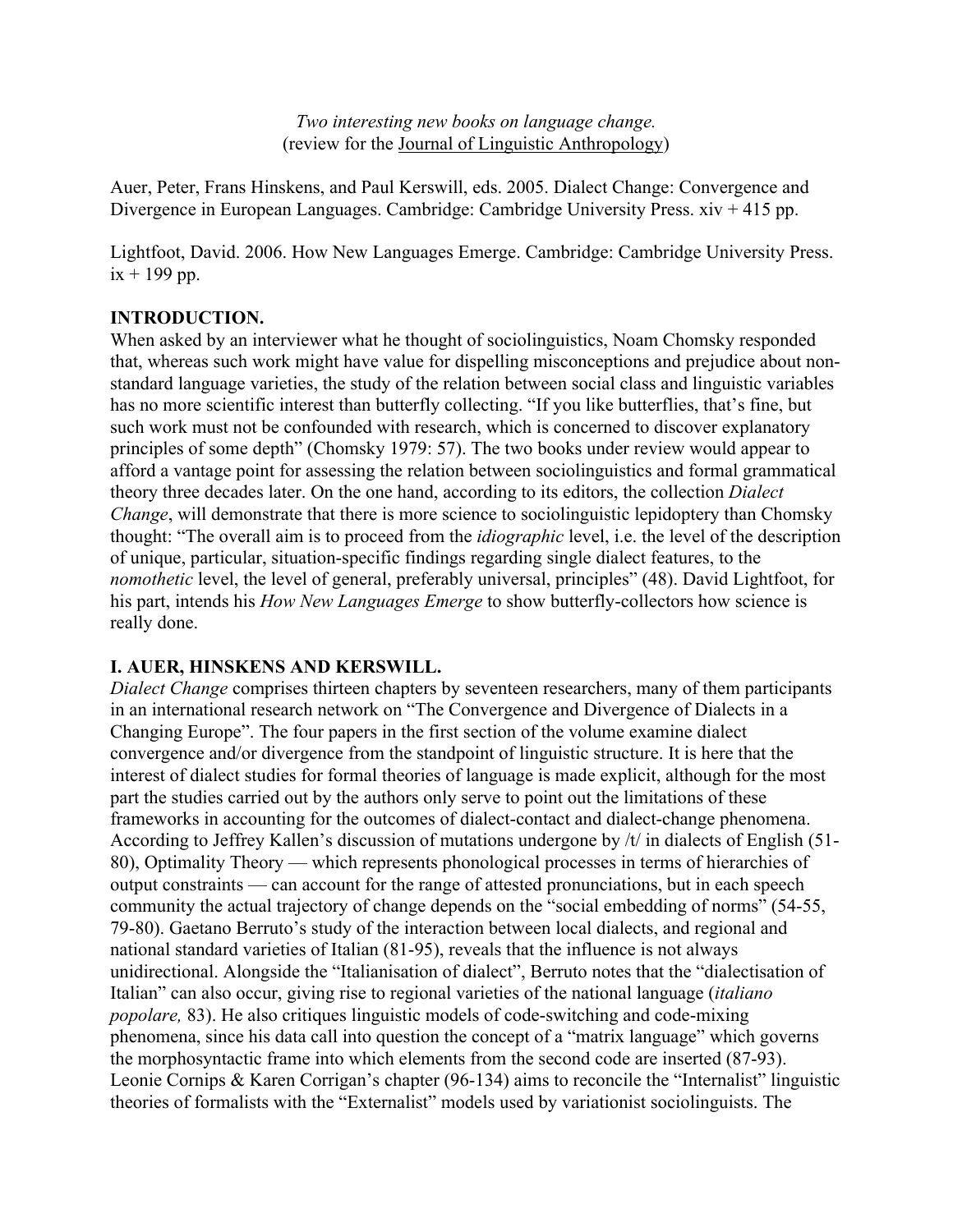*Two interesting new books on language change.*
(review for the Journal of Linguistic Anthropology)

Auer, Peter, Frans Hinskens, and Paul Kerswill, eds. 2005. Dialect Change: Convergence and Divergence in European Languages. Cambridge: Cambridge University Press. xiv + 415 pp.

Lightfoot, David. 2006. How New Languages Emerge. Cambridge: Cambridge University Press. ix + 199 pp.

**INTRODUCTION.**

When asked by an interviewer what he thought of sociolinguistics, Noam Chomsky responded that, whereas such work might have value for dispelling misconceptions and prejudice about non-standard language varieties, the study of the relation between social class and linguistic variables has no more scientific interest than butterfly collecting. "If you like butterflies, that's fine, but such work must not be confounded with research, which is concerned to discover explanatory principles of some depth" (Chomsky 1979: 57). The two books under review would appear to afford a vantage point for assessing the relation between sociolinguistics and formal grammatical theory three decades later. On the one hand, according to its editors, the collection *Dialect Change*, will demonstrate that there is more science to sociolinguistic lepidoptery than Chomsky thought: "The overall aim is to proceed from the *idiographic* level, i.e. the level of the description of unique, particular, situation-specific findings regarding single dialect features, to the *nomothetic* level, the level of general, preferably universal, principles" (48). David Lightfoot, for his part, intends his *How New Languages Emerge* to show butterfly-collectors how science is really done.

**I. AUER, HINSKENS AND KERSWILL.**

*Dialect Change* comprises thirteen chapters by seventeen researchers, many of them participants in an international research network on "The Convergence and Divergence of Dialects in a Changing Europe". The four papers in the first section of the volume examine dialect convergence and/or divergence from the standpoint of linguistic structure. It is here that the interest of dialect studies for formal theories of language is made explicit, although for the most part the studies carried out by the authors only serve to point out the limitations of these frameworks in accounting for the outcomes of dialect-contact and dialect-change phenomena. According to Jeffrey Kallen's discussion of mutations undergone by /t/ in dialects of English (51-80), Optimality Theory — which represents phonological processes in terms of hierarchies of output constraints — can account for the range of attested pronunciations, but in each speech community the actual trajectory of change depends on the "social embedding of norms" (54-55, 79-80). Gaetano Berruto's study of the interaction between local dialects, and regional and national standard varieties of Italian (81-95), reveals that the influence is not always unidirectional. Alongside the "Italianisation of dialect", Berruto notes that the "dialectisation of Italian" can also occur, giving rise to regional varieties of the national language (*italiano popolare,* 83). He also critiques linguistic models of code-switching and code-mixing phenomena, since his data call into question the concept of a "matrix language" which governs the morphosyntactic frame into which elements from the second code are inserted (87-93). Leonie Cornips & Karen Corrigan's chapter (96-134) aims to reconcile the "Internalist" linguistic theories of formalists with the "Externalist" models used by variationist sociolinguists. The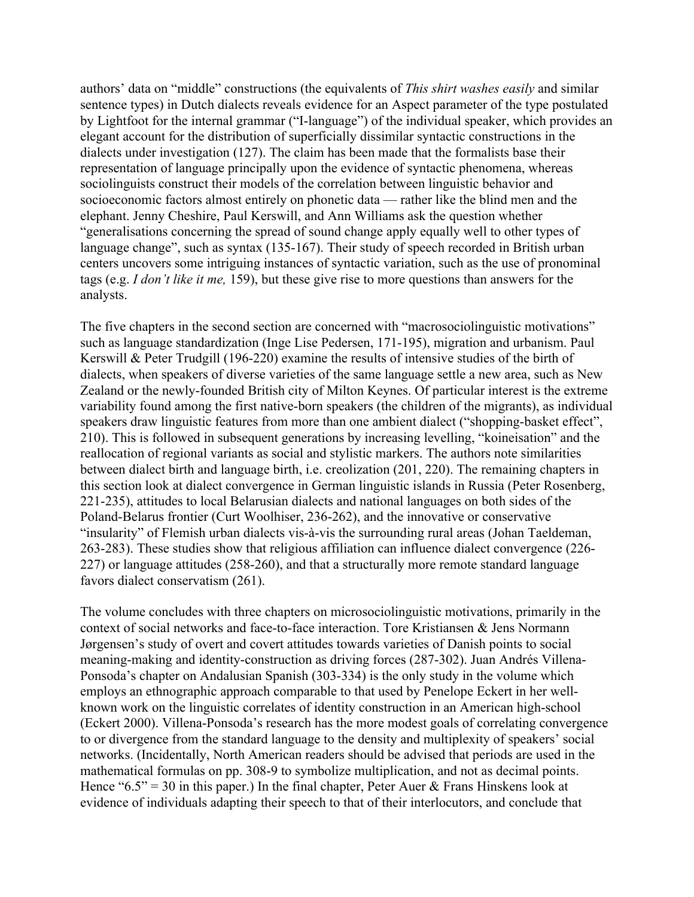authors' data on "middle" constructions (the equivalents of *This shirt washes easily* and similar sentence types) in Dutch dialects reveals evidence for an Aspect parameter of the type postulated by Lightfoot for the internal grammar ("I-language") of the individual speaker, which provides an elegant account for the distribution of superficially dissimilar syntactic constructions in the dialects under investigation (127). The claim has been made that the formalists base their representation of language principally upon the evidence of syntactic phenomena, whereas sociolinguists construct their models of the correlation between linguistic behavior and socioeconomic factors almost entirely on phonetic data — rather like the blind men and the elephant. Jenny Cheshire, Paul Kerswill, and Ann Williams ask the question whether "generalisations concerning the spread of sound change apply equally well to other types of language change", such as syntax (135-167). Their study of speech recorded in British urban centers uncovers some intriguing instances of syntactic variation, such as the use of pronominal tags (e.g. *I don't like it me,* 159), but these give rise to more questions than answers for the analysts.

The five chapters in the second section are concerned with "macrosociolinguistic motivations" such as language standardization (Inge Lise Pedersen, 171-195), migration and urbanism. Paul Kerswill & Peter Trudgill (196-220) examine the results of intensive studies of the birth of dialects, when speakers of diverse varieties of the same language settle a new area, such as New Zealand or the newly-founded British city of Milton Keynes. Of particular interest is the extreme variability found among the first native-born speakers (the children of the migrants), as individual speakers draw linguistic features from more than one ambient dialect ("shopping-basket effect", 210). This is followed in subsequent generations by increasing levelling, "koineisation" and the reallocation of regional variants as social and stylistic markers. The authors note similarities between dialect birth and language birth, i.e. creolization (201, 220). The remaining chapters in this section look at dialect convergence in German linguistic islands in Russia (Peter Rosenberg, 221-235), attitudes to local Belarusian dialects and national languages on both sides of the Poland-Belarus frontier (Curt Woolhiser, 236-262), and the innovative or conservative "insularity" of Flemish urban dialects vis-à-vis the surrounding rural areas (Johan Taeldeman, 263-283). These studies show that religious affiliation can influence dialect convergence (226-227) or language attitudes (258-260), and that a structurally more remote standard language favors dialect conservatism (261).

The volume concludes with three chapters on microsociolinguistic motivations, primarily in the context of social networks and face-to-face interaction. Tore Kristiansen & Jens Normann Jørgensen's study of overt and covert attitudes towards varieties of Danish points to social meaning-making and identity-construction as driving forces (287-302). Juan Andrés Villena-Ponsoda's chapter on Andalusian Spanish (303-334) is the only study in the volume which employs an ethnographic approach comparable to that used by Penelope Eckert in her well-known work on the linguistic correlates of identity construction in an American high-school (Eckert 2000). Villena-Ponsoda's research has the more modest goals of correlating convergence to or divergence from the standard language to the density and multiplexity of speakers' social networks. (Incidentally, North American readers should be advised that periods are used in the mathematical formulas on pp. 308-9 to symbolize multiplication, and not as decimal points. Hence "6.5" = 30 in this paper.) In the final chapter, Peter Auer & Frans Hinskens look at evidence of individuals adapting their speech to that of their interlocutors, and conclude that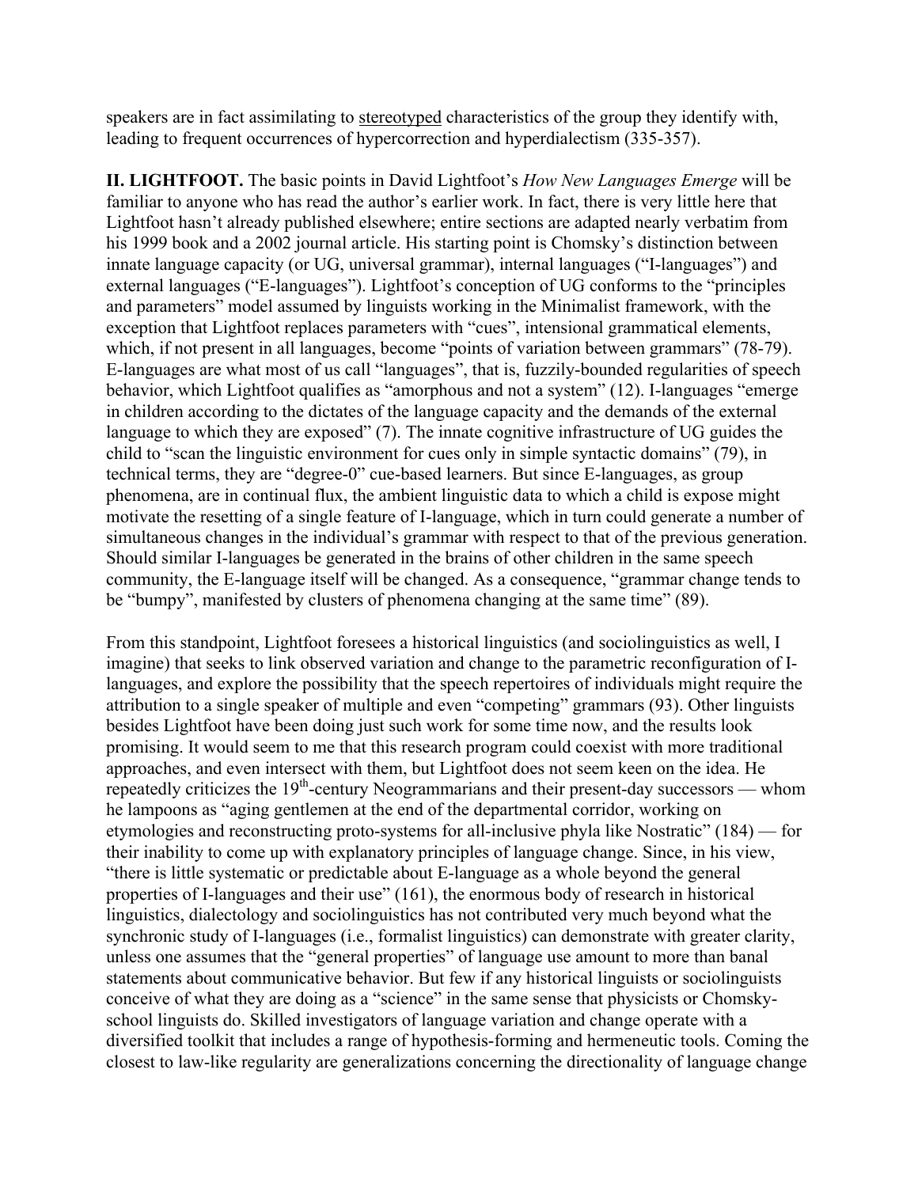speakers are in fact assimilating to stereotyped characteristics of the group they identify with, leading to frequent occurrences of hypercorrection and hyperdialectism (335-357).

**II. LIGHTFOOT.** The basic points in David Lightfoot's *How New Languages Emerge* will be familiar to anyone who has read the author's earlier work. In fact, there is very little here that Lightfoot hasn't already published elsewhere; entire sections are adapted nearly verbatim from his 1999 book and a 2002 journal article. His starting point is Chomsky's distinction between innate language capacity (or UG, universal grammar), internal languages ("I-languages") and external languages ("E-languages"). Lightfoot's conception of UG conforms to the "principles and parameters" model assumed by linguists working in the Minimalist framework, with the exception that Lightfoot replaces parameters with "cues", intensional grammatical elements, which, if not present in all languages, become "points of variation between grammars" (78-79). E-languages are what most of us call "languages", that is, fuzzily-bounded regularities of speech behavior, which Lightfoot qualifies as "amorphous and not a system" (12). I-languages "emerge in children according to the dictates of the language capacity and the demands of the external language to which they are exposed" (7). The innate cognitive infrastructure of UG guides the child to "scan the linguistic environment for cues only in simple syntactic domains" (79), in technical terms, they are "degree-0" cue-based learners. But since E-languages, as group phenomena, are in continual flux, the ambient linguistic data to which a child is expose might motivate the resetting of a single feature of I-language, which in turn could generate a number of simultaneous changes in the individual's grammar with respect to that of the previous generation. Should similar I-languages be generated in the brains of other children in the same speech community, the E-language itself will be changed. As a consequence, "grammar change tends to be "bumpy", manifested by clusters of phenomena changing at the same time" (89).

From this standpoint, Lightfoot foresees a historical linguistics (and sociolinguistics as well, I imagine) that seeks to link observed variation and change to the parametric reconfiguration of I-languages, and explore the possibility that the speech repertoires of individuals might require the attribution to a single speaker of multiple and even "competing" grammars (93). Other linguists besides Lightfoot have been doing just such work for some time now, and the results look promising. It would seem to me that this research program could coexist with more traditional approaches, and even intersect with them, but Lightfoot does not seem keen on the idea. He repeatedly criticizes the 19th-century Neogrammarians and their present-day successors — whom he lampoons as "aging gentlemen at the end of the departmental corridor, working on etymologies and reconstructing proto-systems for all-inclusive phyla like Nostratic" (184) — for their inability to come up with explanatory principles of language change. Since, in his view, "there is little systematic or predictable about E-language as a whole beyond the general properties of I-languages and their use" (161), the enormous body of research in historical linguistics, dialectology and sociolinguistics has not contributed very much beyond what the synchronic study of I-languages (i.e., formalist linguistics) can demonstrate with greater clarity, unless one assumes that the "general properties" of language use amount to more than banal statements about communicative behavior. But few if any historical linguists or sociolinguists conceive of what they are doing as a "science" in the same sense that physicists or Chomsky-school linguists do. Skilled investigators of language variation and change operate with a diversified toolkit that includes a range of hypothesis-forming and hermeneutic tools. Coming the closest to law-like regularity are generalizations concerning the directionality of language change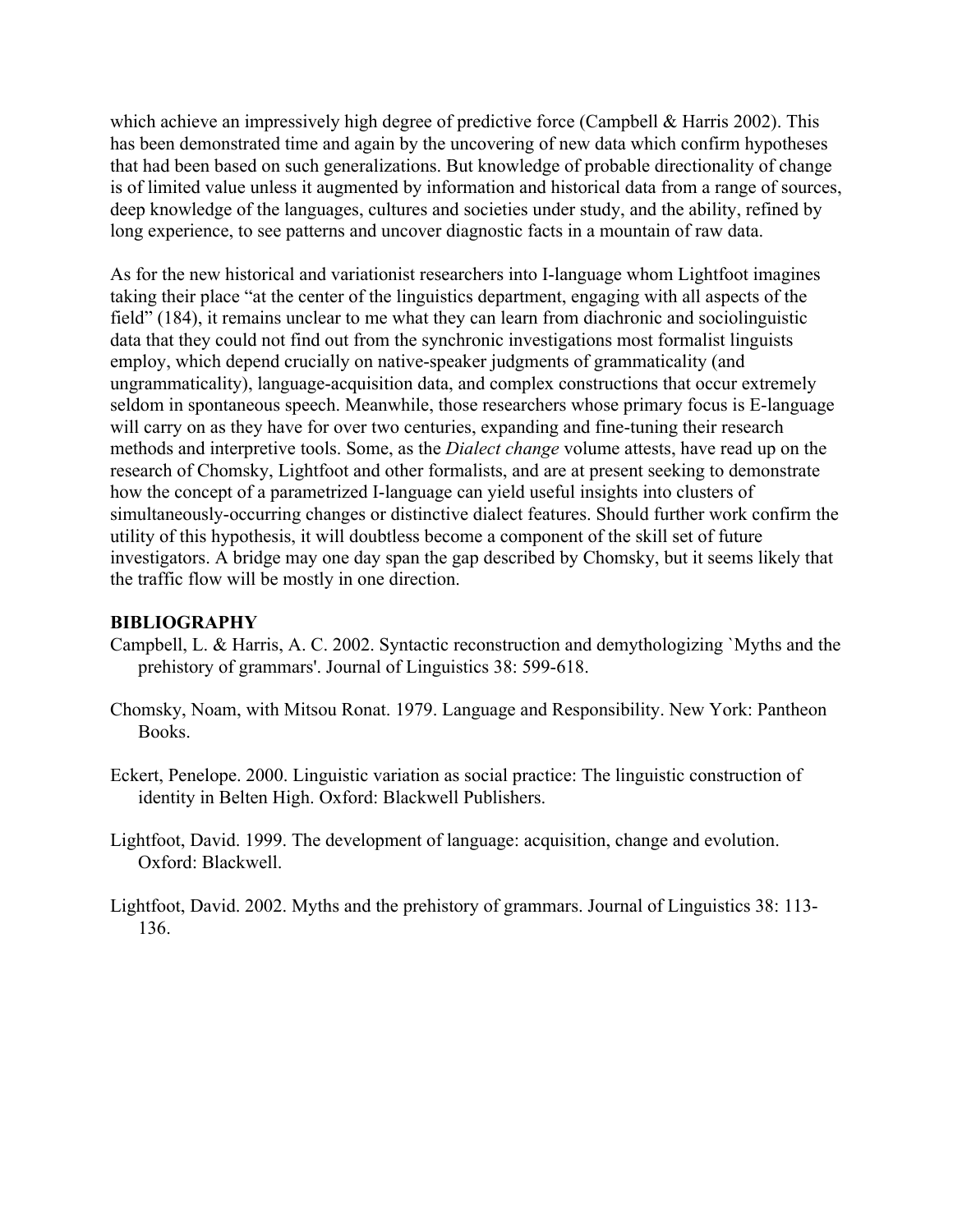which achieve an impressively high degree of predictive force (Campbell & Harris 2002). This has been demonstrated time and again by the uncovering of new data which confirm hypotheses that had been based on such generalizations. But knowledge of probable directionality of change is of limited value unless it augmented by information and historical data from a range of sources, deep knowledge of the languages, cultures and societies under study, and the ability, refined by long experience, to see patterns and uncover diagnostic facts in a mountain of raw data.

As for the new historical and variationist researchers into I-language whom Lightfoot imagines taking their place "at the center of the linguistics department, engaging with all aspects of the field" (184), it remains unclear to me what they can learn from diachronic and sociolinguistic data that they could not find out from the synchronic investigations most formalist linguists employ, which depend crucially on native-speaker judgments of grammaticality (and ungrammaticality), language-acquisition data, and complex constructions that occur extremely seldom in spontaneous speech. Meanwhile, those researchers whose primary focus is E-language will carry on as they have for over two centuries, expanding and fine-tuning their research methods and interpretive tools. Some, as the *Dialect change* volume attests, have read up on the research of Chomsky, Lightfoot and other formalists, and are at present seeking to demonstrate how the concept of a parametrized I-language can yield useful insights into clusters of simultaneously-occurring changes or distinctive dialect features. Should further work confirm the utility of this hypothesis, it will doubtless become a component of the skill set of future investigators. A bridge may one day span the gap described by Chomsky, but it seems likely that the traffic flow will be mostly in one direction.

## BIBLIOGRAPHY

Campbell, L. & Harris, A. C. 2002. Syntactic reconstruction and demythologizing `Myths and the prehistory of grammars'. Journal of Linguistics 38: 599-618.

Chomsky, Noam, with Mitsou Ronat. 1979. Language and Responsibility. New York: Pantheon Books.

Eckert, Penelope. 2000. Linguistic variation as social practice: The linguistic construction of identity in Belten High. Oxford: Blackwell Publishers.

Lightfoot, David. 1999. The development of language: acquisition, change and evolution. Oxford: Blackwell.

Lightfoot, David. 2002. Myths and the prehistory of grammars. Journal of Linguistics 38: 113-136.